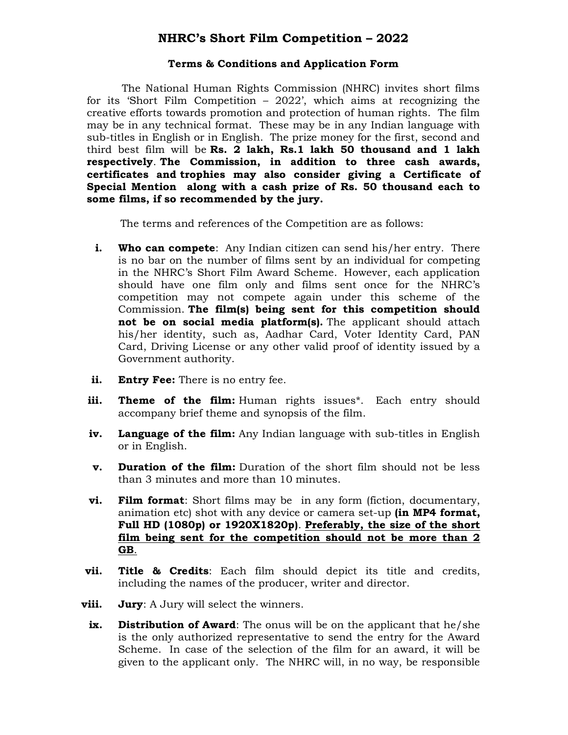# NHRC's Short Film Competition – 2022

## Terms & Conditions and Application Form

The National Human Rights Commission (NHRC) invites short films for its 'Short Film Competition – 2022', which aims at recognizing the creative efforts towards promotion and protection of human rights. The film may be in any technical format. These may be in any Indian language with sub-titles in English or in English. The prize money for the first, second and third best film will be **Rs. 2 lakh, Rs.1 lakh 50 thousand and 1 lakh respectively**. **The Commission, in addition to three cash awards, certificates and trophies may also consider giving a Certificate of Special Mention along with a cash prize of Rs. 50 thousand each to some films, if so recommended by the jury.**

The terms and references of the Competition are as follows:

i. **Who can compete**: Any Indian citizen can send his/her entry. There is no bar on the number of films sent by an individual for competing in the NHRC's Short Film Award Scheme. However, each application should have one film only and films sent once for the NHRC's competition may not compete again under this scheme of the Commission. **The film(s) being sent for this competition should not be on social media platform(s).** The applicant should attach his/her identity, such as, Aadhar Card, Voter Identity Card, PAN Card, Driving License or any other valid proof of identity issued by a Government authority.

ii. **Entry Fee:** There is no entry fee.

iii. **Theme of the film:** Human rights issues*. Each entry should accompany brief theme and synopsis of the film.

iv. **Language of the film:** Any Indian language with sub-titles in English or in English.

v. **Duration of the film:** Duration of the short film should not be less than 3 minutes and more than 10 minutes.

vi. **Film format**: Short films may be in any form (fiction, documentary, animation etc) shot with any device or camera set-up **(in MP4 format, Full HD (1080p) or 1920X1820p)**. **<u>Preferably, the size of the short film being sent for the competition should not be more than 2 GB</u>**.

vii. **Title & Credits**: Each film should depict its title and credits, including the names of the producer, writer and director.

viii. **Jury**: A Jury will select the winners.

ix. **Distribution of Award**: The onus will be on the applicant that he/she is the only authorized representative to send the entry for the Award Scheme. In case of the selection of the film for an award, it will be given to the applicant only. The NHRC will, in no way, be responsible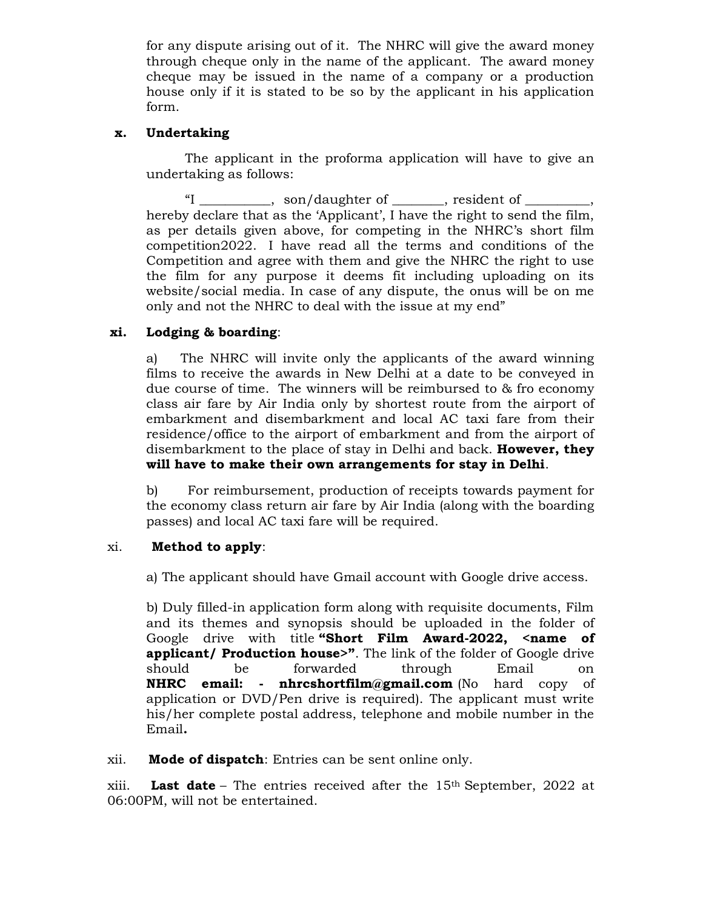for any dispute arising out of it. The NHRC will give the award money through cheque only in the name of the applicant. The award money cheque may be issued in the name of a company or a production house only if it is stated to be so by the applicant in his application form.

**x. Undertaking**

The applicant in the proforma application will have to give an undertaking as follows:

"I __________, son/daughter of _______, resident of _________, hereby declare that as the 'Applicant', I have the right to send the film, as per details given above, for competing in the NHRC's short film competition2022. I have read all the terms and conditions of the Competition and agree with them and give the NHRC the right to use the film for any purpose it deems fit including uploading on its website/social media. In case of any dispute, the onus will be on me only and not the NHRC to deal with the issue at my end"

**xi. Lodging & boarding**:

a) The NHRC will invite only the applicants of the award winning films to receive the awards in New Delhi at a date to be conveyed in due course of time. The winners will be reimbursed to & fro economy class air fare by Air India only by shortest route from the airport of embarkment and disembarkment and local AC taxi fare from their residence/office to the airport of embarkment and from the airport of disembarkment to the place of stay in Delhi and back. **However, they will have to make their own arrangements for stay in Delhi**.

b) For reimbursement, production of receipts towards payment for the economy class return air fare by Air India (along with the boarding passes) and local AC taxi fare will be required.

xi. **Method to apply**:

a) The applicant should have Gmail account with Google drive access.

b) Duly filled-in application form along with requisite documents, Film and its themes and synopsis should be uploaded in the folder of Google drive with title **"Short Film Award-2022, <name of applicant/ Production house>"**. The link of the folder of Google drive should be forwarded through Email on **NHRC email: - nhrcshortfilm@gmail.com** (No hard copy of application or DVD/Pen drive is required). The applicant must write his/her complete postal address, telephone and mobile number in the Email**.**

xii. **Mode of dispatch**: Entries can be sent online only.

xiii. **Last date** – The entries received after the 15th September, 2022 at 06:00PM, will not be entertained.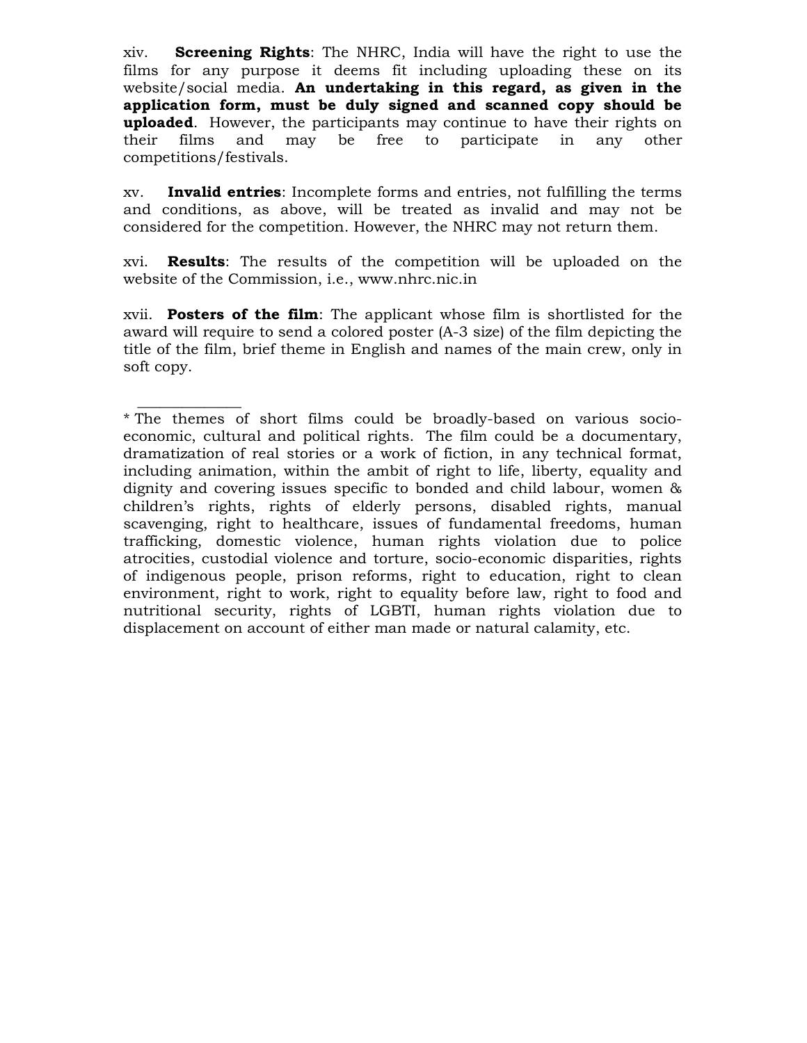xiv. **Screening Rights**: The NHRC, India will have the right to use the films for any purpose it deems fit including uploading these on its website/social media. **An undertaking in this regard, as given in the application form, must be duly signed and scanned copy should be uploaded**. However, the participants may continue to have their rights on their films and may be free to participate in any other competitions/festivals.

xv. **Invalid entries**: Incomplete forms and entries, not fulfilling the terms and conditions, as above, will be treated as invalid and may not be considered for the competition. However, the NHRC may not return them.

xvi. **Results**: The results of the competition will be uploaded on the website of the Commission, i.e., www.nhrc.nic.in

xvii. **Posters of the film**: The applicant whose film is shortlisted for the award will require to send a colored poster (A-3 size) of the film depicting the title of the film, brief theme in English and names of the main crew, only in soft copy.

---

* The themes of short films could be broadly-based on various socio-economic, cultural and political rights. The film could be a documentary, dramatization of real stories or a work of fiction, in any technical format, including animation, within the ambit of right to life, liberty, equality and dignity and covering issues specific to bonded and child labour, women & children's rights, rights of elderly persons, disabled rights, manual scavenging, right to healthcare, issues of fundamental freedoms, human trafficking, domestic violence, human rights violation due to police atrocities, custodial violence and torture, socio-economic disparities, rights of indigenous people, prison reforms, right to education, right to clean environment, right to work, right to equality before law, right to food and nutritional security, rights of LGBTI, human rights violation due to displacement on account of either man made or natural calamity, etc.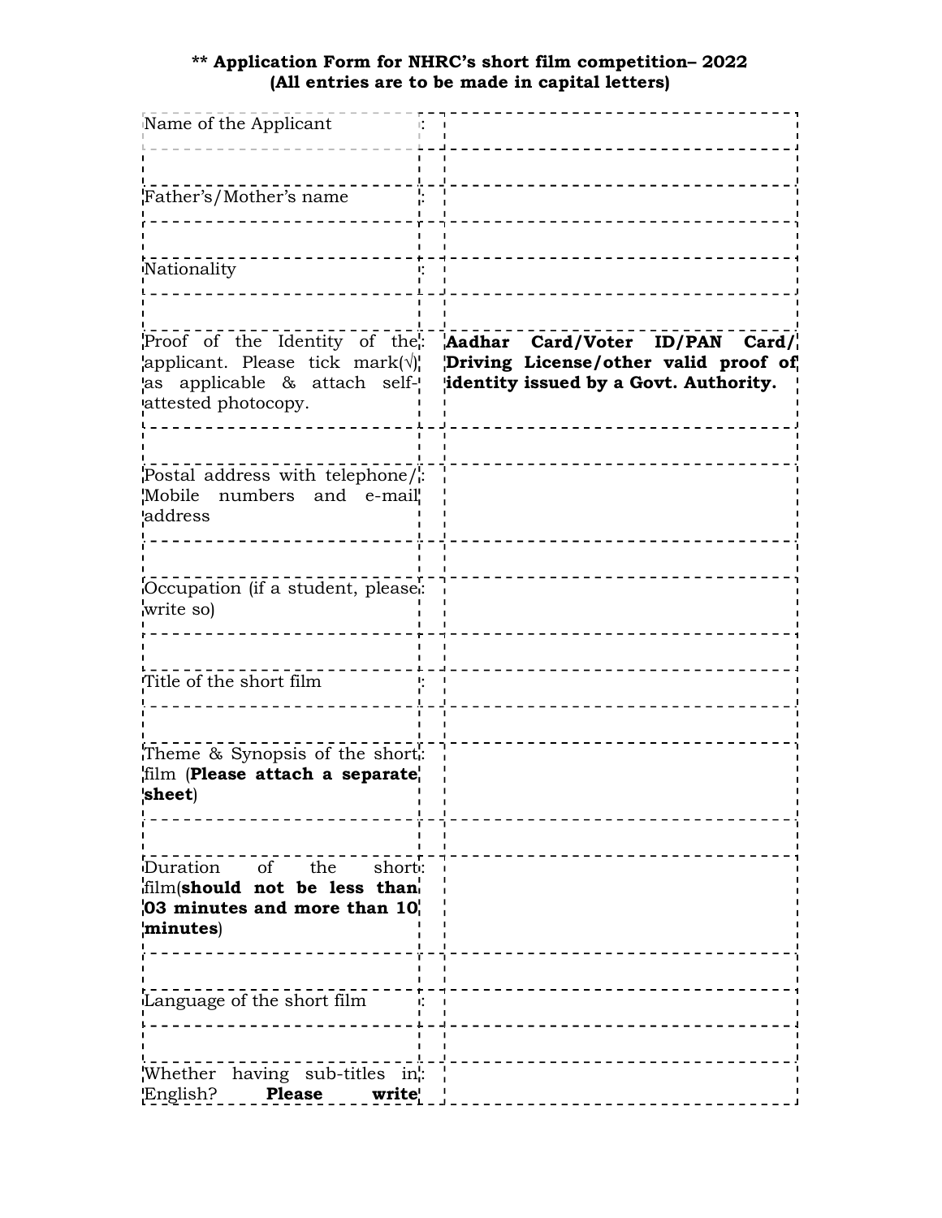**\*\* Application Form for NHRC's short film competition– 2022**
**(All entries are to be made in capital letters)**

| | | |
|---|---|---|
| Name of the Applicant | : | |
| | | |
| Father's/Mother's name | : | |
| | | |
| Nationality | : | |
| | | |
| Proof of the Identity of the applicant. Please tick mark(√) as applicable & attach self-attested photocopy. | : | **Aadhar Card/Voter ID/PAN Card/ Driving License/other valid proof of identity issued by a Govt. Authority.** |
| | | |
| Postal address with telephone/ Mobile numbers and e-mail address | : | |
| | | |
| Occupation (if a student, please write so) | : | |
| | | |
| Title of the short film | : | |
| | | |
| Theme & Synopsis of the short film (**Please attach a separate sheet**) | : | |
| | | |
| Duration of the short film(**should not be less than 03 minutes and more than 10 minutes**) | : | |
| | | |
| Language of the short film | : | |
| | | |
| Whether having sub-titles in English? **Please write** | : | |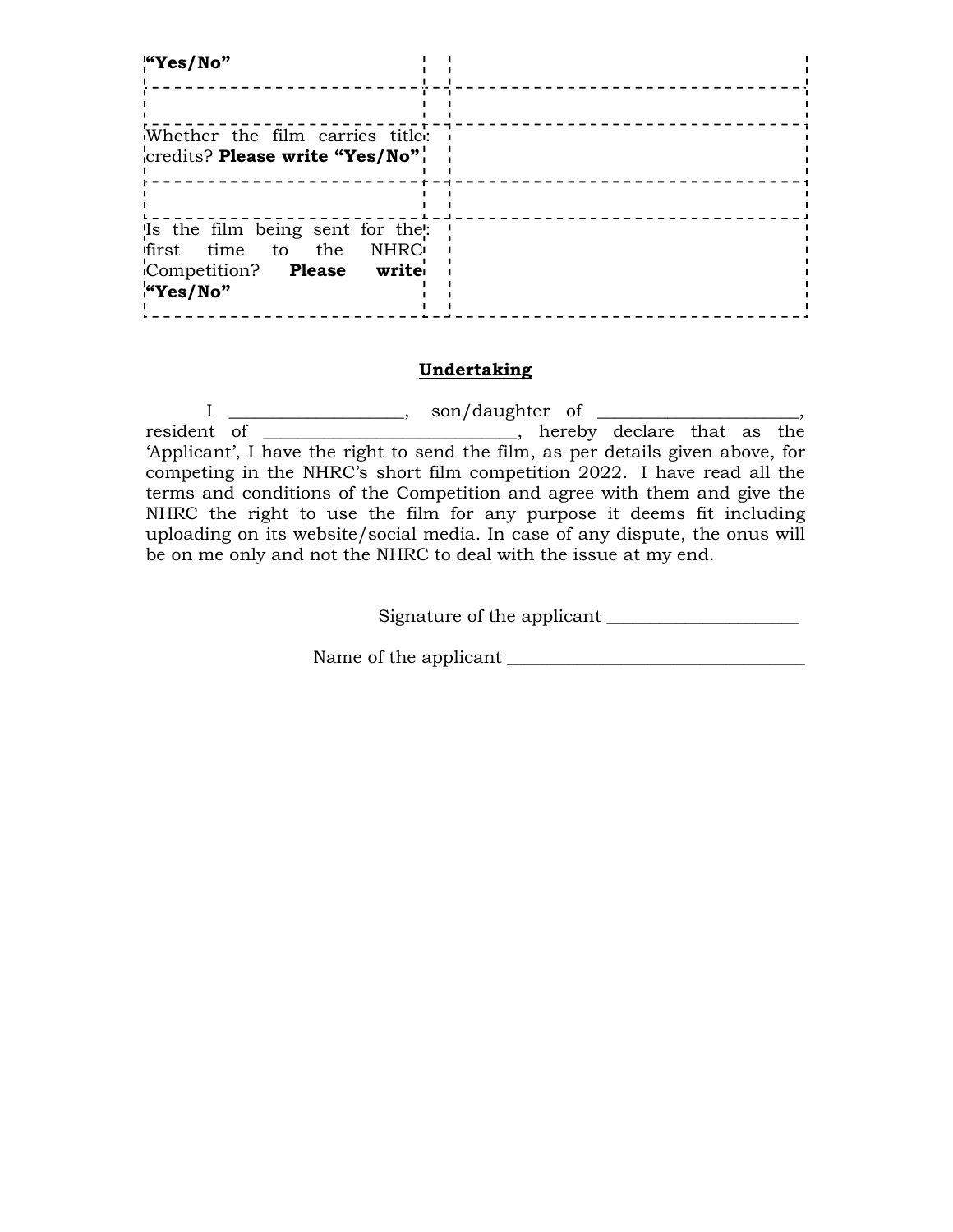| | | |
|---|---|---|
| **"Yes/No"** | | |
| | | |
| Whether the film carries title credits? **Please write "Yes/No"** | : | |
| | | |
| Is the film being sent for the first time to the NHRC Competition? **Please write "Yes/No"** | : | |

**Undertaking**

I ___________________, son/daughter of ______________________, resident of ____________________________, hereby declare that as the 'Applicant', I have the right to send the film, as per details given above, for competing in the NHRC's short film competition 2022. I have read all the terms and conditions of the Competition and agree with them and give the NHRC the right to use the film for any purpose it deems fit including uploading on its website/social media. In case of any dispute, the onus will be on me only and not the NHRC to deal with the issue at my end.

Signature of the applicant ______________________

Name of the applicant _________________________________